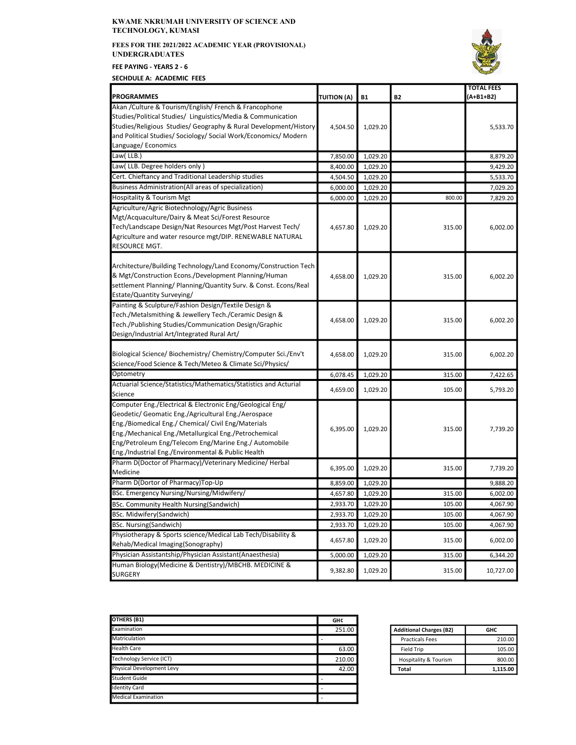**KWAME NKRUMAH UNIVERSITY OF SCIENCE AND TECHNOLOGY, KUMASI**

**FEES FOR THE 2021/2022 ACADEMIC YEAR (PROVISIONAL)**
**UNDERGRADUATES**

**FEE PAYING - YEARS 2 - 6**

**SECHDULE A: ACADEMIC FEES**

| PROGRAMMES | TUITION (A) | B1 | B2 | TOTAL FEES (A+B1+B2) |
|---|---|---|---|---|
| Akan /Culture & Tourism/English/ French & Francophone Studies/Political Studies/ Linguistics/Media & Communication Studies/Religious Studies/ Geography & Rural Development/History and Political Studies/ Sociology/ Social Work/Economics/ Modern Language/ Economics | 4,504.50 | 1,029.20 | | 5,533.70 |
| Law( LLB.) | 7,850.00 | 1,029.20 | | 8,879.20 |
| Law( LLB. Degree holders only ) | 8,400.00 | 1,029.20 | | 9,429.20 |
| Cert. Chieftancy and Traditional Leadership studies | 4,504.50 | 1,029.20 | | 5,533.70 |
| Business Administration(All areas of specialization) | 6,000.00 | 1,029.20 | | 7,029.20 |
| Hospitality & Tourism Mgt | 6,000.00 | 1,029.20 | 800.00 | 7,829.20 |
| Agriculture/Agric Biotechnology/Agric Business Mgt/Acquaculture/Dairy & Meat Sci/Forest Resource Tech/Landscape Design/Nat Resources Mgt/Post Harvest Tech/ Agriculture and water resource mgt/DIP. RENEWABLE NATURAL RESOURCE MGT. | 4,657.80 | 1,029.20 | 315.00 | 6,002.00 |
| Architecture/Building Technology/Land Economy/Construction Tech & Mgt/Construction Econs./Development Planning/Human settlement Planning/ Planning/Quantity Surv. & Const. Econs/Real Estate/Quantity Surveying/ | 4,658.00 | 1,029.20 | 315.00 | 6,002.20 |
| Painting & Sculpture/Fashion Design/Textile Design & Tech./Metalsmithing & Jewellery Tech./Ceramic Design & Tech./Publishing Studies/Communication Design/Graphic Design/Industrial Art/Integrated Rural Art/ | 4,658.00 | 1,029.20 | 315.00 | 6,002.20 |
| Biological Science/ Biochemistry/ Chemistry/Computer Sci./Env't Science/Food Science & Tech/Meteo & Climate Sci/Physics/ | 4,658.00 | 1,029.20 | 315.00 | 6,002.20 |
| Optometry | 6,078.45 | 1,029.20 | 315.00 | 7,422.65 |
| Actuarial Science/Statistics/Mathematics/Statistics and Acturial Science | 4,659.00 | 1,029.20 | 105.00 | 5,793.20 |
| Computer Eng./Electrical & Electronic Eng/Geological Eng/ Geodetic/ Geomatic Eng./Agricultural Eng./Aerospace Eng./Biomedical Eng./ Chemical/ Civil Eng/Materials Eng./Mechanical Eng./Metallurgical Eng./Petrochemical Eng/Petroleum Eng/Telecom Eng/Marine Eng./ Automobile Eng./Industrial Eng./Environmental & Public Health | 6,395.00 | 1,029.20 | 315.00 | 7,739.20 |
| Pharm D(Doctor of Pharmacy)/Veterinary Medicine/ Herbal Medicine | 6,395.00 | 1,029.20 | 315.00 | 7,739.20 |
| Pharm D(Dortor of Pharmacy)Top-Up | 8,859.00 | 1,029.20 | | 9,888.20 |
| BSc. Emergency Nursing/Nursing/Midwifery/ | 4,657.80 | 1,029.20 | 315.00 | 6,002.00 |
| BSc. Community Health Nursing(Sandwich) | 2,933.70 | 1,029.20 | 105.00 | 4,067.90 |
| BSc. Midwifery(Sandwich) | 2,933.70 | 1,029.20 | 105.00 | 4,067.90 |
| BSc. Nursing(Sandwich) | 2,933.70 | 1,029.20 | 105.00 | 4,067.90 |
| Physiotherapy & Sports science/Medical Lab Tech/Disability & Rehab/Medical Imaging(Sonography) | 4,657.80 | 1,029.20 | 315.00 | 6,002.00 |
| Physician Assistantship/Physician Assistant(Anaesthesia) | 5,000.00 | 1,029.20 | 315.00 | 6,344.20 |
| Human Biology(Medicine & Dentistry)/MBCHB. MEDICINE & SURGERY | 9,382.80 | 1,029.20 | 315.00 | 10,727.00 |

| OTHERS (B1) | GH¢ |
|---|---|
| Examination | 251.00 |
| Matriculation | - |
| Health Care | 63.00 |
| Technology Service (ICT) | 210.00 |
| Physical Development Levy | 42.00 |
| Student Guide | - |
| Identity Card | - |
| Medical Examination | - |

| Additional Charges (B2) | GHC |
|---|---|
| Practicals Fees | 210.00 |
| Field Trip | 105.00 |
| Hospitality & Tourism | 800.00 |
| **Total** | **1,115.00** |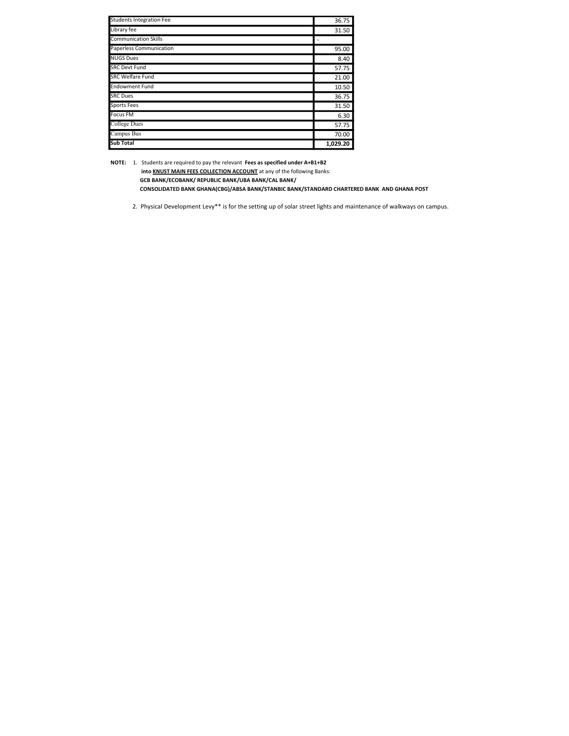| | |
|---|---|
| Students Integration Fee | 36.75 |
| Library fee | 31.50 |
| Communication Skills | - |
| Paperless Communication | 95.00 |
| NUGS Dues | 8.40 |
| SRC Devt Fund | 57.75 |
| SRC Welfare Fund | 21.00 |
| Endowment Fund | 10.50 |
| SRC Dues | 36.75 |
| Sports Fees | 31.50 |
| Focus FM | 6.30 |
| College Dues | 57.75 |
| Campus Bus | 70.00 |
| **Sub Total** | **1,029.20** |

**NOTE:** 1. Students are required to pay the relevant **Fees as specified under A+B1+B2 into <u>KNUST MAIN FEES COLLECTION ACCOUNT</u>** at any of the following Banks:
**GCB BANK/ECOBANK/ REPUBLIC BANK/UBA BANK/CAL BANK/ CONSOLIDATED BANK GHANA(CBG)/ABSA BANK/STANBIC BANK/STANDARD CHARTERED BANK AND GHANA POST**

2. Physical Development Levy** is for the setting up of solar street lights and maintenance of walkways on campus.